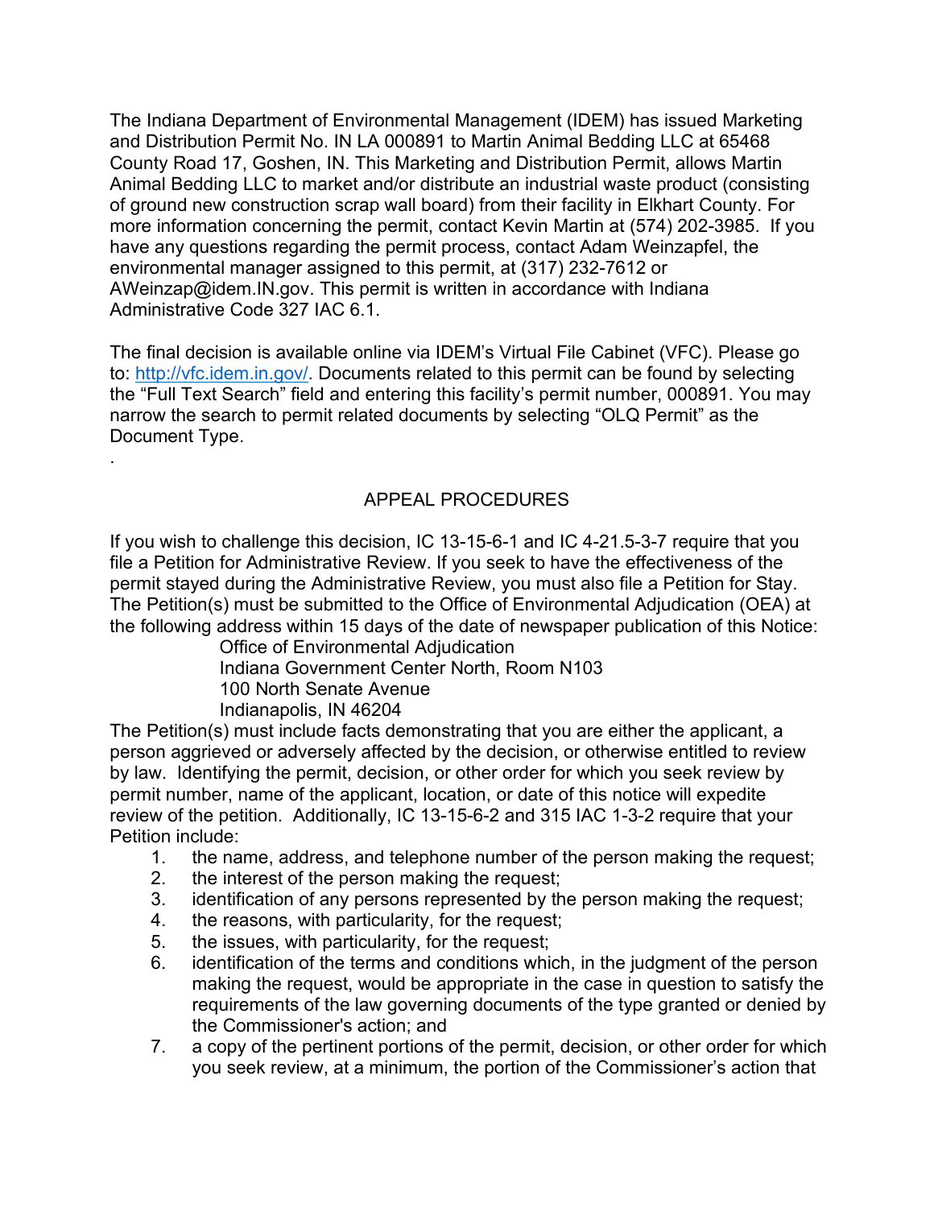The Indiana Department of Environmental Management (IDEM) has issued Marketing and Distribution Permit No. IN LA 000891 to Martin Animal Bedding LLC at 65468 County Road 17, Goshen, IN. This Marketing and Distribution Permit, allows Martin Animal Bedding LLC to market and/or distribute an industrial waste product (consisting of ground new construction scrap wall board) from their facility in Elkhart County. For more information concerning the permit, contact Kevin Martin at (574) 202-3985. If you have any questions regarding the permit process, contact Adam Weinzapfel, the environmental manager assigned to this permit, at (317) 232-7612 or AWeinzap@idem.IN.gov. This permit is written in accordance with Indiana Administrative Code 327 IAC 6.1.

The final decision is available online via IDEM's Virtual File Cabinet (VFC). Please go to: [http://vfc.idem.in.gov/](http://vfc.idem.in.gov/). Documents related to this permit can be found by selecting the "Full Text Search" field and entering this facility's permit number, 000891. You may narrow the search to permit related documents by selecting "OLQ Permit" as the Document Type.

.

## APPEAL PROCEDURES

If you wish to challenge this decision, IC 13-15-6-1 and IC 4-21.5-3-7 require that you file a Petition for Administrative Review. If you seek to have the effectiveness of the permit stayed during the Administrative Review, you must also file a Petition for Stay. The Petition(s) must be submitted to the Office of Environmental Adjudication (OEA) at the following address within 15 days of the date of newspaper publication of this Notice:

Office of Environmental Adjudication
Indiana Government Center North, Room N103
100 North Senate Avenue
Indianapolis, IN 46204

The Petition(s) must include facts demonstrating that you are either the applicant, a person aggrieved or adversely affected by the decision, or otherwise entitled to review by law. Identifying the permit, decision, or other order for which you seek review by permit number, name of the applicant, location, or date of this notice will expedite review of the petition. Additionally, IC 13-15-6-2 and 315 IAC 1-3-2 require that your Petition include:

1. the name, address, and telephone number of the person making the request;
2. the interest of the person making the request;
3. identification of any persons represented by the person making the request;
4. the reasons, with particularity, for the request;
5. the issues, with particularity, for the request;
6. identification of the terms and conditions which, in the judgment of the person making the request, would be appropriate in the case in question to satisfy the requirements of the law governing documents of the type granted or denied by the Commissioner's action; and
7. a copy of the pertinent portions of the permit, decision, or other order for which you seek review, at a minimum, the portion of the Commissioner's action that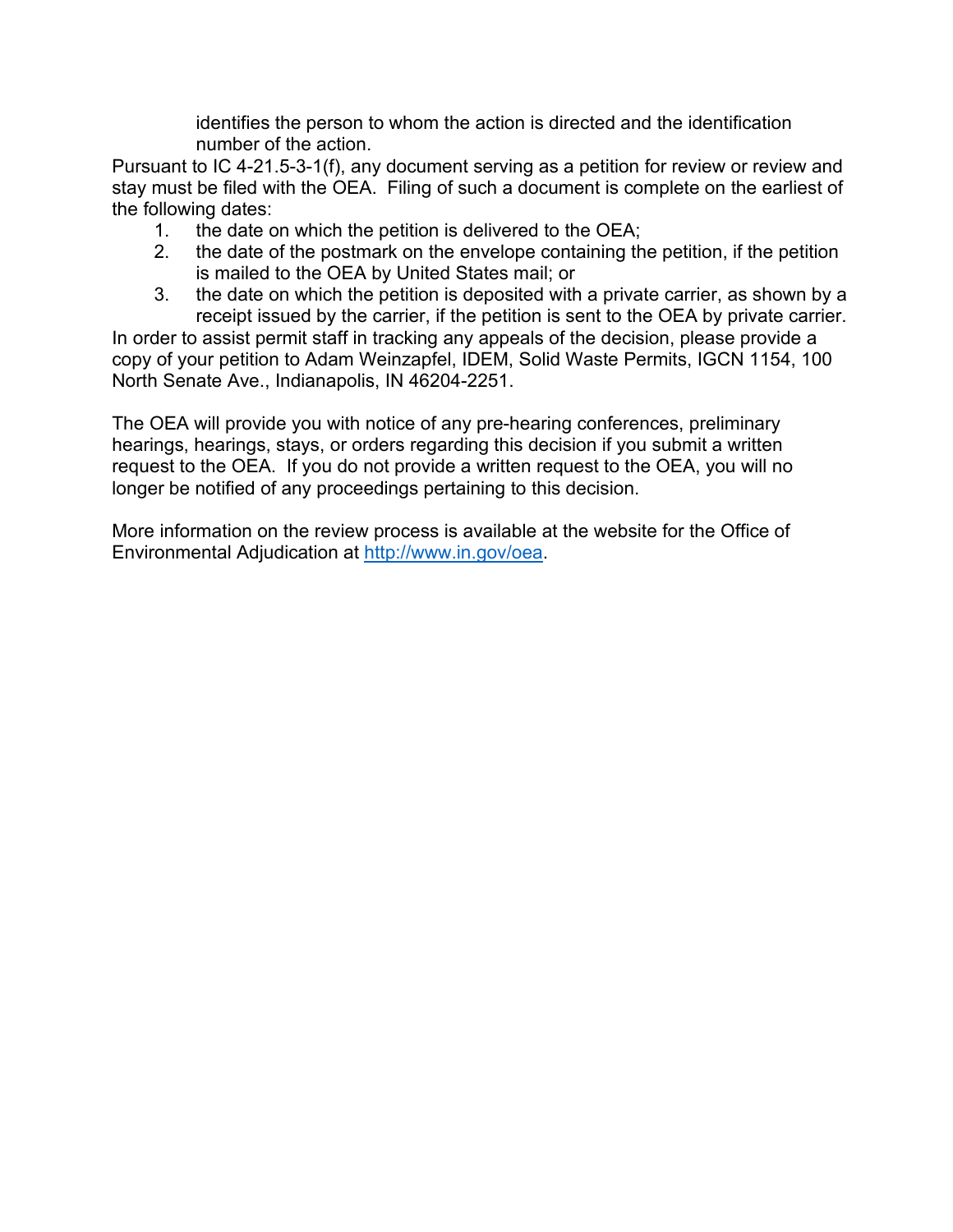identifies the person to whom the action is directed and the identification number of the action.

Pursuant to IC 4-21.5-3-1(f), any document serving as a petition for review or review and stay must be filed with the OEA. Filing of such a document is complete on the earliest of the following dates:

1. the date on which the petition is delivered to the OEA;
2. the date of the postmark on the envelope containing the petition, if the petition is mailed to the OEA by United States mail; or
3. the date on which the petition is deposited with a private carrier, as shown by a receipt issued by the carrier, if the petition is sent to the OEA by private carrier.

In order to assist permit staff in tracking any appeals of the decision, please provide a copy of your petition to Adam Weinzapfel, IDEM, Solid Waste Permits, IGCN 1154, 100 North Senate Ave., Indianapolis, IN 46204-2251.

The OEA will provide you with notice of any pre-hearing conferences, preliminary hearings, hearings, stays, or orders regarding this decision if you submit a written request to the OEA. If you do not provide a written request to the OEA, you will no longer be notified of any proceedings pertaining to this decision.

More information on the review process is available at the website for the Office of Environmental Adjudication at http://www.in.gov/oea.